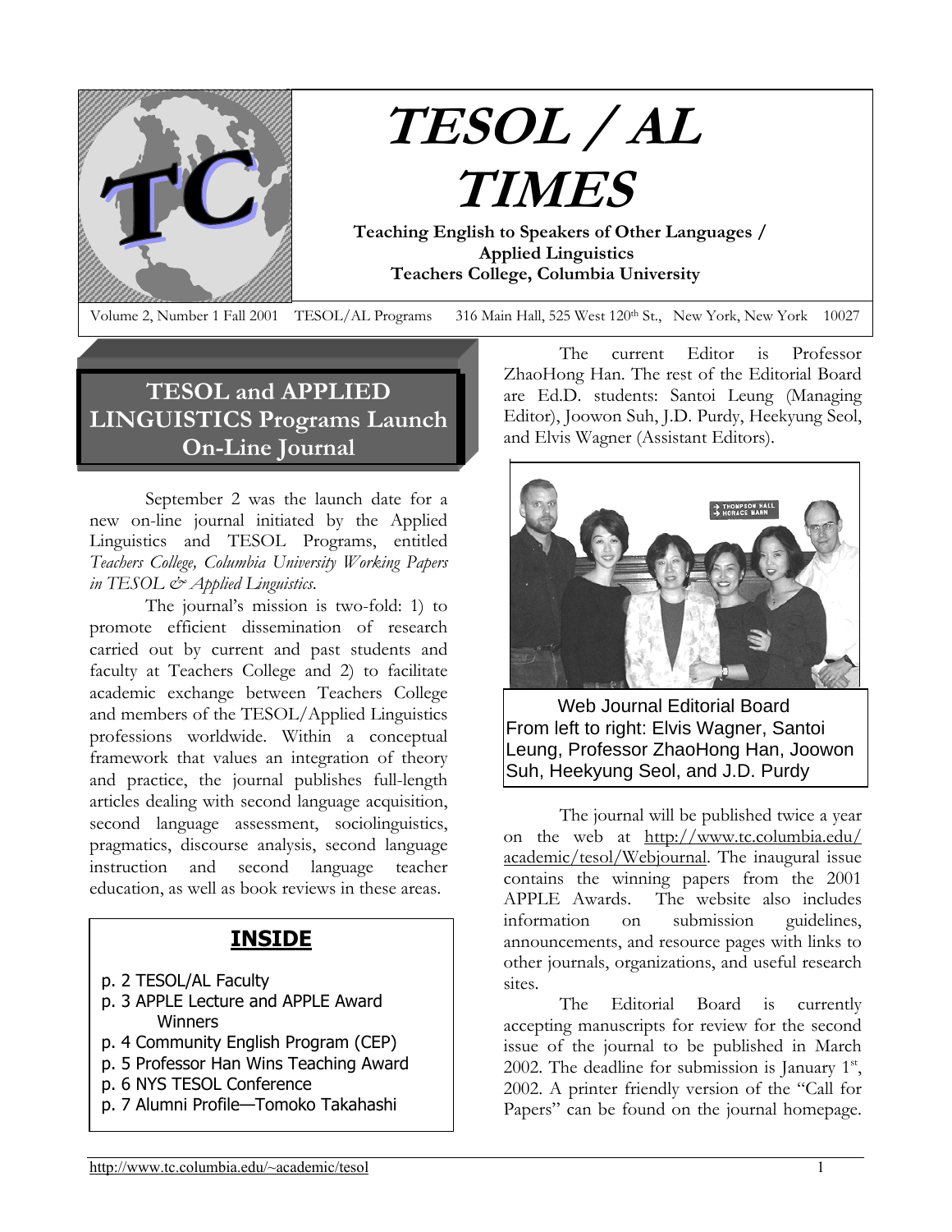# TESOL / AL TIMES

**Teaching English to Speakers of Other Languages / Applied Linguistics**
**Teachers College, Columbia University**

Volume 2, Number 1 Fall 2001 TESOL/AL Programs 316 Main Hall, 525 West 120th St., New York, New York 10027

## TESOL and APPLIED LINGUISTICS Programs Launch On-Line Journal

September 2 was the launch date for a new on-line journal initiated by the Applied Linguistics and TESOL Programs, entitled *Teachers College, Columbia University Working Papers in TESOL & Applied Linguistics.*

The journal's mission is two-fold: 1) to promote efficient dissemination of research carried out by current and past students and faculty at Teachers College and 2) to facilitate academic exchange between Teachers College and members of the TESOL/Applied Linguistics professions worldwide. Within a conceptual framework that values an integration of theory and practice, the journal publishes full-length articles dealing with second language acquisition, second language assessment, sociolinguistics, pragmatics, discourse analysis, second language instruction and second language teacher education, as well as book reviews in these areas.

### INSIDE

- p. 2 TESOL/AL Faculty
- p. 3 APPLE Lecture and APPLE Award Winners
- p. 4 Community English Program (CEP)
- p. 5 Professor Han Wins Teaching Award
- p. 6 NYS TESOL Conference
- p. 7 Alumni Profile—Tomoko Takahashi

The current Editor is Professor ZhaoHong Han. The rest of the Editorial Board are Ed.D. students: Santoi Leung (Managing Editor), Joowon Suh, J.D. Purdy, Heekyung Seol, and Elvis Wagner (Assistant Editors).

Web Journal Editorial Board
From left to right: Elvis Wagner, Santoi Leung, Professor ZhaoHong Han, Joowon Suh, Heekyung Seol, and J.D. Purdy

The journal will be published twice a year on the web at http://www.tc.columbia.edu/academic/tesol/Webjournal. The inaugural issue contains the winning papers from the 2001 APPLE Awards. The website also includes information on submission guidelines, announcements, and resource pages with links to other journals, organizations, and useful research sites.

The Editorial Board is currently accepting manuscripts for review for the second issue of the journal to be published in March 2002. The deadline for submission is January 1st, 2002. A printer friendly version of the "Call for Papers" can be found on the journal homepage.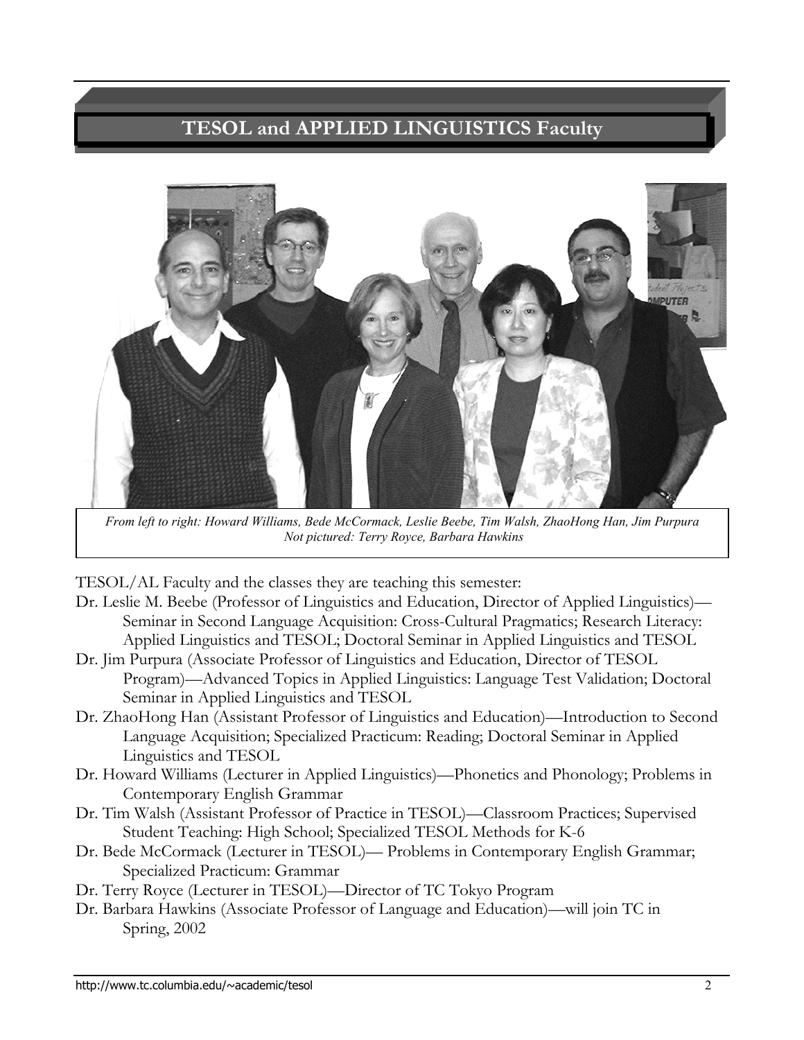## TESOL and APPLIED LINGUISTICS Faculty

*From left to right: Howard Williams, Bede McCormack, Leslie Beebe, Tim Walsh, ZhaoHong Han, Jim Purpura*
*Not pictured: Terry Royce, Barbara Hawkins*

TESOL/AL Faculty and the classes they are teaching this semester:

Dr. Leslie M. Beebe (Professor of Linguistics and Education, Director of Applied Linguistics)—Seminar in Second Language Acquisition: Cross-Cultural Pragmatics; Research Literacy: Applied Linguistics and TESOL; Doctoral Seminar in Applied Linguistics and TESOL

Dr. Jim Purpura (Associate Professor of Linguistics and Education, Director of TESOL Program)—Advanced Topics in Applied Linguistics: Language Test Validation; Doctoral Seminar in Applied Linguistics and TESOL

Dr. ZhaoHong Han (Assistant Professor of Linguistics and Education)—Introduction to Second Language Acquisition; Specialized Practicum: Reading; Doctoral Seminar in Applied Linguistics and TESOL

Dr. Howard Williams (Lecturer in Applied Linguistics)—Phonetics and Phonology; Problems in Contemporary English Grammar

Dr. Tim Walsh (Assistant Professor of Practice in TESOL)—Classroom Practices; Supervised Student Teaching: High School; Specialized TESOL Methods for K-6

Dr. Bede McCormack (Lecturer in TESOL)— Problems in Contemporary English Grammar; Specialized Practicum: Grammar

Dr. Terry Royce (Lecturer in TESOL)—Director of TC Tokyo Program

Dr. Barbara Hawkins (Associate Professor of Language and Education)—will join TC in Spring, 2002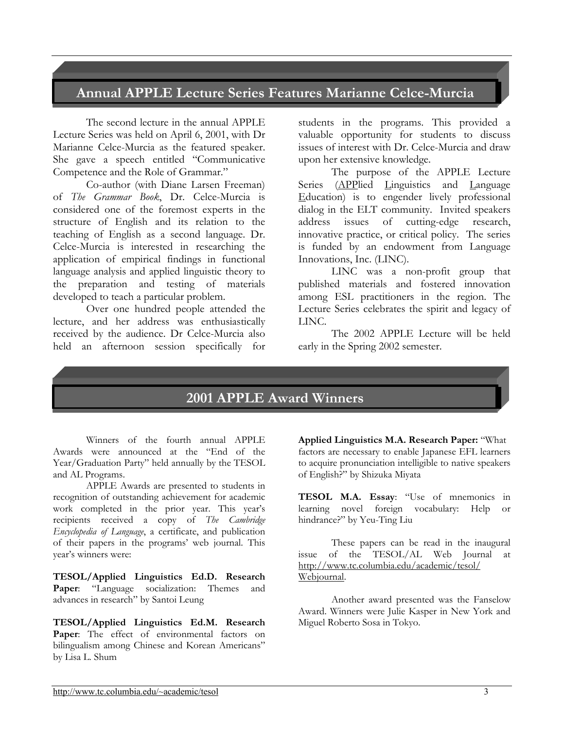## Annual APPLE Lecture Series Features Marianne Celce-Murcia

The second lecture in the annual APPLE Lecture Series was held on April 6, 2001, with Dr Marianne Celce-Murcia as the featured speaker. She gave a speech entitled "Communicative Competence and the Role of Grammar."

Co-author (with Diane Larsen Freeman) of *The Grammar Book*, Dr. Celce-Murcia is considered one of the foremost experts in the structure of English and its relation to the teaching of English as a second language. Dr. Celce-Murcia is interested in researching the application of empirical findings in functional language analysis and applied linguistic theory to the preparation and testing of materials developed to teach a particular problem.

Over one hundred people attended the lecture, and her address was enthusiastically received by the audience. Dr Celce-Murcia also held an afternoon session specifically for students in the programs. This provided a valuable opportunity for students to discuss issues of interest with Dr. Celce-Murcia and draw upon her extensive knowledge.

The purpose of the APPLE Lecture Series (APPlied Linguistics and Language Education) is to engender lively professional dialog in the ELT community. Invited speakers address issues of cutting-edge research, innovative practice, or critical policy. The series is funded by an endowment from Language Innovations, Inc. (LINC).

LINC was a non-profit group that published materials and fostered innovation among ESL practitioners in the region. The Lecture Series celebrates the spirit and legacy of LINC.

The 2002 APPLE Lecture will be held early in the Spring 2002 semester.

## 2001 APPLE Award Winners

Winners of the fourth annual APPLE Awards were announced at the "End of the Year/Graduation Party" held annually by the TESOL and AL Programs.

APPLE Awards are presented to students in recognition of outstanding achievement for academic work completed in the prior year. This year's recipients received a copy of *The Cambridge Encyclopedia of Language*, a certificate, and publication of their papers in the programs' web journal. This year's winners were:

**TESOL/Applied Linguistics Ed.D. Research Paper**: "Language socialization: Themes and advances in research" by Santoi Leung

**TESOL/Applied Linguistics Ed.M. Research Paper**: The effect of environmental factors on bilingualism among Chinese and Korean Americans" by Lisa L. Shum

**Applied Linguistics M.A. Research Paper:** "What factors are necessary to enable Japanese EFL learners to acquire pronunciation intelligible to native speakers of English?" by Shizuka Miyata

**TESOL M.A. Essay**: "Use of mnemonics in learning novel foreign vocabulary: Help or hindrance?" by Yeu-Ting Liu

These papers can be read in the inaugural issue of the TESOL/AL Web Journal at http://www.tc.columbia.edu/academic/tesol/Webjournal.

Another award presented was the Fanselow Award. Winners were Julie Kasper in New York and Miguel Roberto Sosa in Tokyo.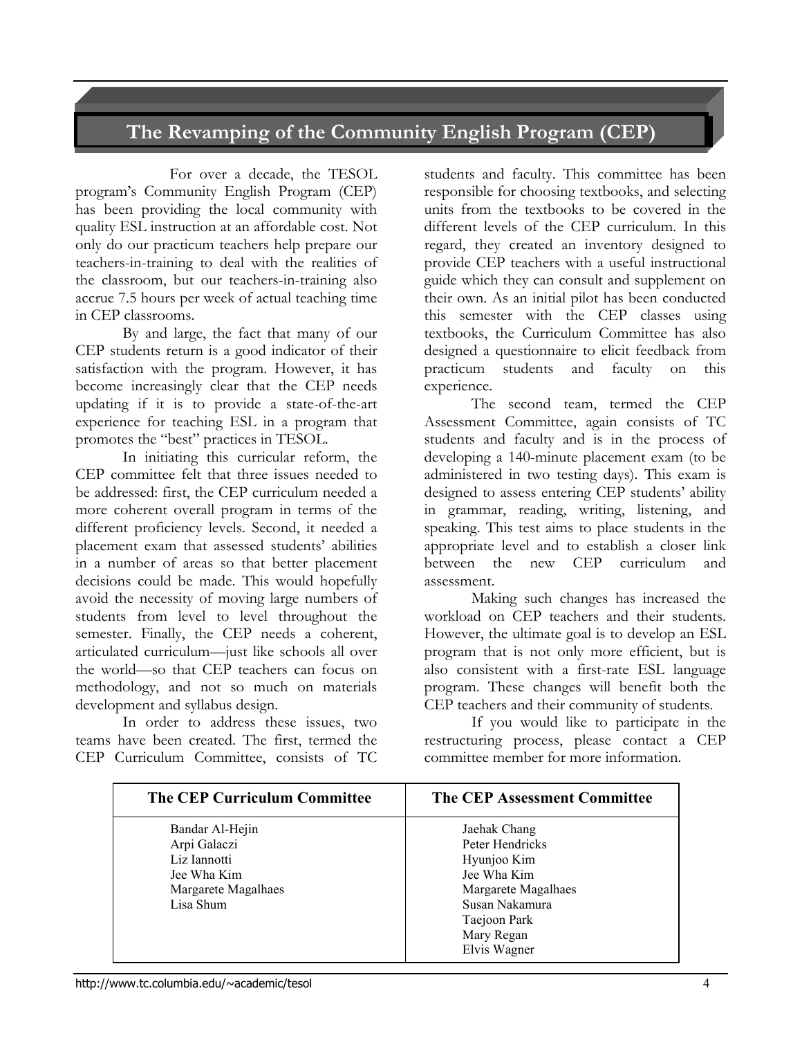## The Revamping of the Community English Program (CEP)

For over a decade, the TESOL program's Community English Program (CEP) has been providing the local community with quality ESL instruction at an affordable cost. Not only do our practicum teachers help prepare our teachers-in-training to deal with the realities of the classroom, but our teachers-in-training also accrue 7.5 hours per week of actual teaching time in CEP classrooms.

By and large, the fact that many of our CEP students return is a good indicator of their satisfaction with the program. However, it has become increasingly clear that the CEP needs updating if it is to provide a state-of-the-art experience for teaching ESL in a program that promotes the "best" practices in TESOL.

In initiating this curricular reform, the CEP committee felt that three issues needed to be addressed: first, the CEP curriculum needed a more coherent overall program in terms of the different proficiency levels. Second, it needed a placement exam that assessed students' abilities in a number of areas so that better placement decisions could be made. This would hopefully avoid the necessity of moving large numbers of students from level to level throughout the semester. Finally, the CEP needs a coherent, articulated curriculum—just like schools all over the world—so that CEP teachers can focus on methodology, and not so much on materials development and syllabus design.

In order to address these issues, two teams have been created. The first, termed the CEP Curriculum Committee, consists of TC students and faculty. This committee has been responsible for choosing textbooks, and selecting units from the textbooks to be covered in the different levels of the CEP curriculum. In this regard, they created an inventory designed to provide CEP teachers with a useful instructional guide which they can consult and supplement on their own. As an initial pilot has been conducted this semester with the CEP classes using textbooks, the Curriculum Committee has also designed a questionnaire to elicit feedback from practicum students and faculty on this experience.

The second team, termed the CEP Assessment Committee, again consists of TC students and faculty and is in the process of developing a 140-minute placement exam (to be administered in two testing days). This exam is designed to assess entering CEP students' ability in grammar, reading, writing, listening, and speaking. This test aims to place students in the appropriate level and to establish a closer link between the new CEP curriculum and assessment.

Making such changes has increased the workload on CEP teachers and their students. However, the ultimate goal is to develop an ESL program that is not only more efficient, but is also consistent with a first-rate ESL language program. These changes will benefit both the CEP teachers and their community of students.

If you would like to participate in the restructuring process, please contact a CEP committee member for more information.

| The CEP Curriculum Committee | The CEP Assessment Committee |
|---|---|
| Bandar Al-Hejin<br>Arpi Galaczi<br>Liz Iannotti<br>Jee Wha Kim<br>Margarete Magalhaes<br>Lisa Shum | Jaehak Chang<br>Peter Hendricks<br>Hyunjoo Kim<br>Jee Wha Kim<br>Margarete Magalhaes<br>Susan Nakamura<br>Taejoon Park<br>Mary Regan<br>Elvis Wagner |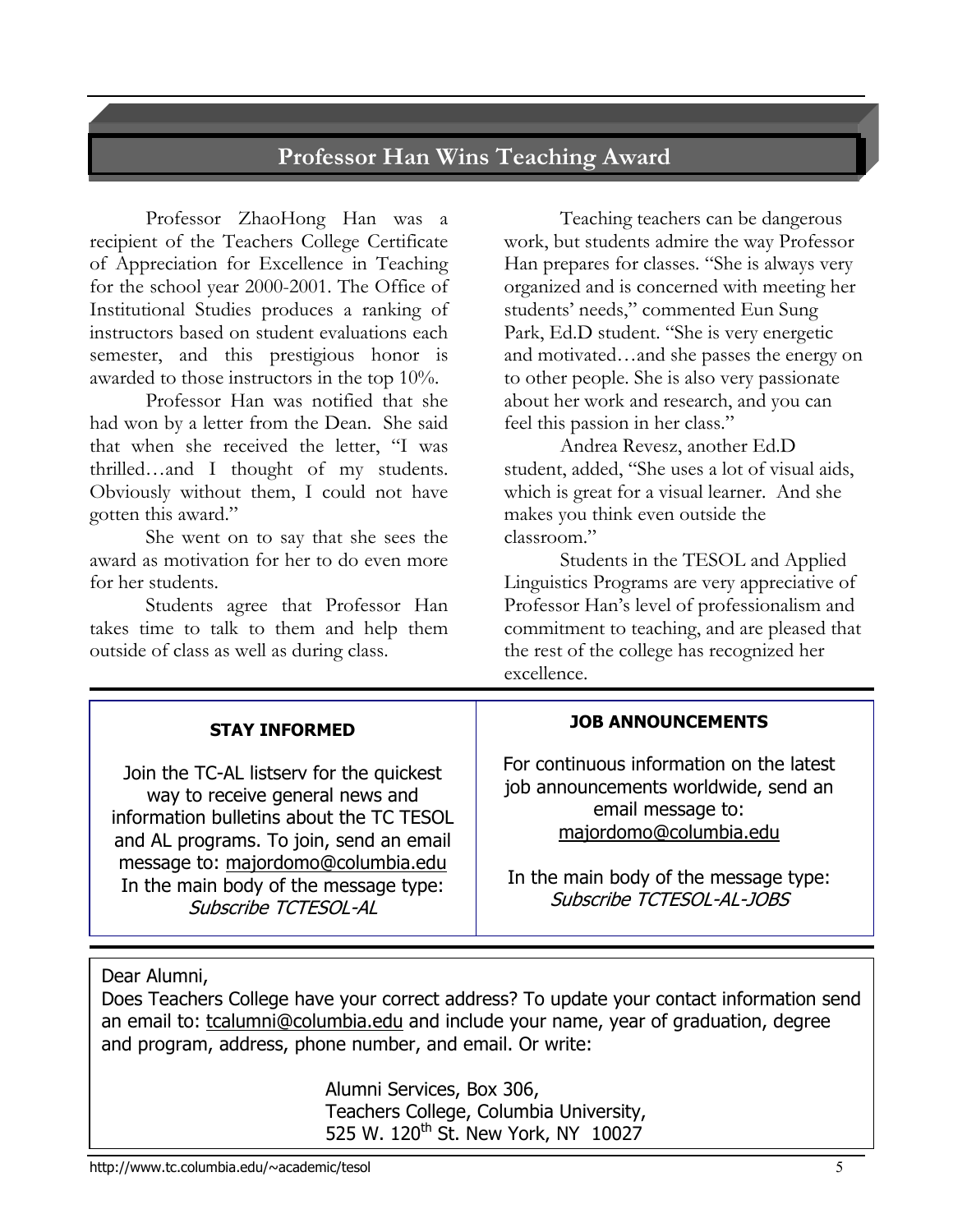## Professor Han Wins Teaching Award

Professor ZhaoHong Han was a recipient of the Teachers College Certificate of Appreciation for Excellence in Teaching for the school year 2000-2001. The Office of Institutional Studies produces a ranking of instructors based on student evaluations each semester, and this prestigious honor is awarded to those instructors in the top 10%.

Professor Han was notified that she had won by a letter from the Dean. She said that when she received the letter, "I was thrilled…and I thought of my students. Obviously without them, I could not have gotten this award."

She went on to say that she sees the award as motivation for her to do even more for her students.

Students agree that Professor Han takes time to talk to them and help them outside of class as well as during class.

Teaching teachers can be dangerous work, but students admire the way Professor Han prepares for classes. "She is always very organized and is concerned with meeting her students' needs," commented Eun Sung Park, Ed.D student. "She is very energetic and motivated…and she passes the energy on to other people. She is also very passionate about her work and research, and you can feel this passion in her class."

Andrea Revesz, another Ed.D student, added, "She uses a lot of visual aids, which is great for a visual learner. And she makes you think even outside the classroom."

Students in the TESOL and Applied Linguistics Programs are very appreciative of Professor Han's level of professionalism and commitment to teaching, and are pleased that the rest of the college has recognized her excellence.

**STAY INFORMED**

Join the TC-AL listserv for the quickest way to receive general news and information bulletins about the TC TESOL and AL programs. To join, send an email message to: majordomo@columbia.edu
In the main body of the message type:
*Subscribe TCTESOL-AL*

**JOB ANNOUNCEMENTS**

For continuous information on the latest job announcements worldwide, send an email message to:
majordomo@columbia.edu

In the main body of the message type:
*Subscribe TCTESOL-AL-JOBS*

Dear Alumni,
Does Teachers College have your correct address? To update your contact information send an email to: tcalumni@columbia.edu and include your name, year of graduation, degree and program, address, phone number, and email. Or write:

Alumni Services, Box 306,
Teachers College, Columbia University,
525 W. 120th St. New York, NY 10027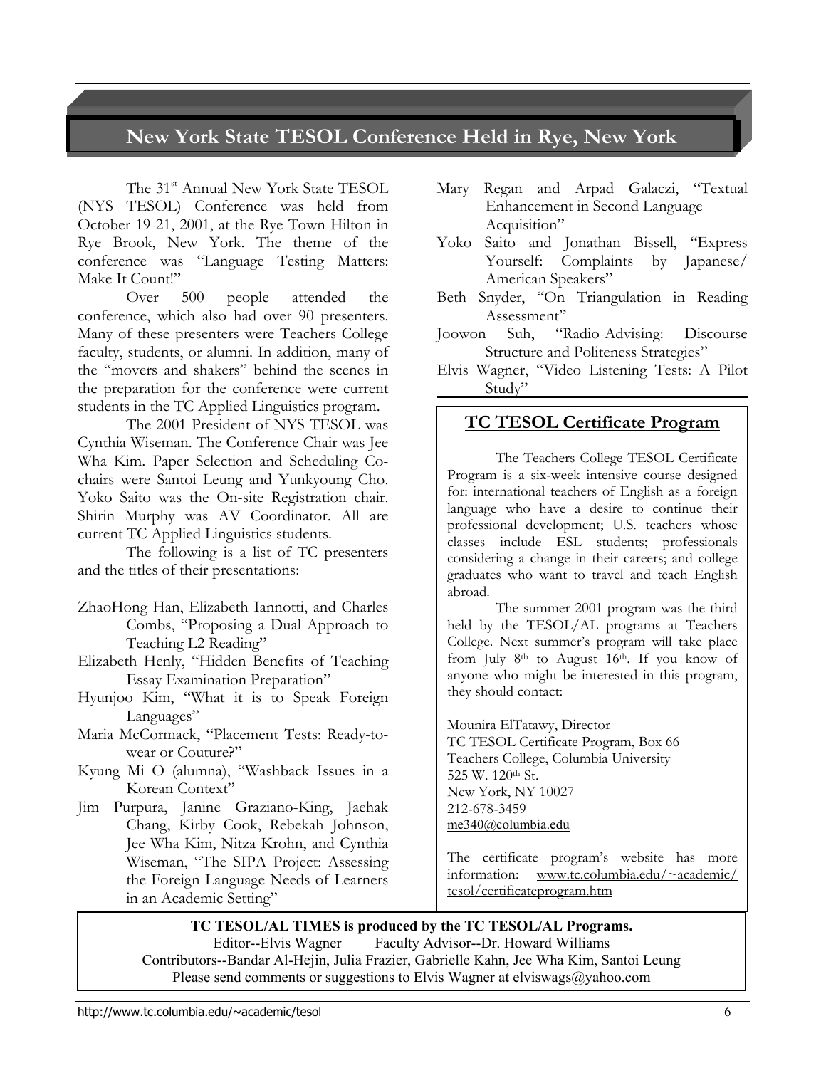# New York State TESOL Conference Held in Rye, New York

The 31st Annual New York State TESOL (NYS TESOL) Conference was held from October 19-21, 2001, at the Rye Town Hilton in Rye Brook, New York. The theme of the conference was "Language Testing Matters: Make It Count!"

Over 500 people attended the conference, which also had over 90 presenters. Many of these presenters were Teachers College faculty, students, or alumni. In addition, many of the "movers and shakers" behind the scenes in the preparation for the conference were current students in the TC Applied Linguistics program.

The 2001 President of NYS TESOL was Cynthia Wiseman. The Conference Chair was Jee Wha Kim. Paper Selection and Scheduling Co-chairs were Santoi Leung and Yunkyoung Cho. Yoko Saito was the On-site Registration chair. Shirin Murphy was AV Coordinator. All are current TC Applied Linguistics students.

The following is a list of TC presenters and the titles of their presentations:

- ZhaoHong Han, Elizabeth Iannotti, and Charles Combs, "Proposing a Dual Approach to Teaching L2 Reading"
- Elizabeth Henly, "Hidden Benefits of Teaching Essay Examination Preparation"
- Hyunjoo Kim, "What it is to Speak Foreign Languages"
- Maria McCormack, "Placement Tests: Ready-to-wear or Couture?"
- Kyung Mi O (alumna), "Washback Issues in a Korean Context"
- Jim Purpura, Janine Graziano-King, Jaehak Chang, Kirby Cook, Rebekah Johnson, Jee Wha Kim, Nitza Krohn, and Cynthia Wiseman, "The SIPA Project: Assessing the Foreign Language Needs of Learners in an Academic Setting"
- Mary Regan and Arpad Galaczi, "Textual Enhancement in Second Language Acquisition"
- Yoko Saito and Jonathan Bissell, "Express Yourself: Complaints by Japanese/ American Speakers"
- Beth Snyder, "On Triangulation in Reading Assessment"
- Joowon Suh, "Radio-Advising: Discourse Structure and Politeness Strategies"
- Elvis Wagner, "Video Listening Tests: A Pilot Study"

## TC TESOL Certificate Program

The Teachers College TESOL Certificate Program is a six-week intensive course designed for: international teachers of English as a foreign language who have a desire to continue their professional development; U.S. teachers whose classes include ESL students; professionals considering a change in their careers; and college graduates who want to travel and teach English abroad.

The summer 2001 program was the third held by the TESOL/AL programs at Teachers College. Next summer's program will take place from July 8th to August 16th. If you know of anyone who might be interested in this program, they should contact:

Mounira ElTatawy, Director
TC TESOL Certificate Program, Box 66
Teachers College, Columbia University
525 W. 120th St.
New York, NY 10027
212-678-3459
me340@columbia.edu

The certificate program's website has more information: www.tc.columbia.edu/~academic/tesol/certificateprogram.htm

**TC TESOL/AL TIMES is produced by the TC TESOL/AL Programs.**
Editor--Elvis Wagner Faculty Advisor--Dr. Howard Williams
Contributors--Bandar Al-Hejin, Julia Frazier, Gabrielle Kahn, Jee Wha Kim, Santoi Leung
Please send comments or suggestions to Elvis Wagner at elviswags@yahoo.com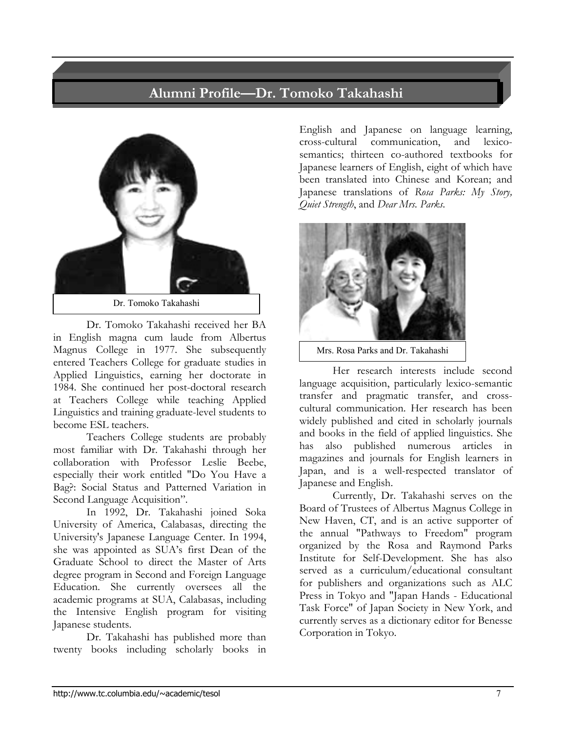# Alumni Profile—Dr. Tomoko Takahashi

Dr. Tomoko Takahashi

Dr. Tomoko Takahashi received her BA in English magna cum laude from Albertus Magnus College in 1977. She subsequently entered Teachers College for graduate studies in Applied Linguistics, earning her doctorate in 1984. She continued her post-doctoral research at Teachers College while teaching Applied Linguistics and training graduate-level students to become ESL teachers.

Teachers College students are probably most familiar with Dr. Takahashi through her collaboration with Professor Leslie Beebe, especially their work entitled "Do You Have a Bag?: Social Status and Patterned Variation in Second Language Acquisition".

In 1992, Dr. Takahashi joined Soka University of America, Calabasas, directing the University's Japanese Language Center. In 1994, she was appointed as SUA's first Dean of the Graduate School to direct the Master of Arts degree program in Second and Foreign Language Education. She currently oversees all the academic programs at SUA, Calabasas, including the Intensive English program for visiting Japanese students.

Dr. Takahashi has published more than twenty books including scholarly books in English and Japanese on language learning, cross-cultural communication, and lexico-semantics; thirteen co-authored textbooks for Japanese learners of English, eight of which have been translated into Chinese and Korean; and Japanese translations of *Rosa Parks: My Story, Quiet Strength*, and *Dear Mrs. Parks*.

Mrs. Rosa Parks and Dr. Takahashi

Her research interests include second language acquisition, particularly lexico-semantic transfer and pragmatic transfer, and cross-cultural communication. Her research has been widely published and cited in scholarly journals and books in the field of applied linguistics. She has also published numerous articles in magazines and journals for English learners in Japan, and is a well-respected translator of Japanese and English.

Currently, Dr. Takahashi serves on the Board of Trustees of Albertus Magnus College in New Haven, CT, and is an active supporter of the annual "Pathways to Freedom" program organized by the Rosa and Raymond Parks Institute for Self-Development. She has also served as a curriculum/educational consultant for publishers and organizations such as ALC Press in Tokyo and "Japan Hands - Educational Task Force" of Japan Society in New York, and currently serves as a dictionary editor for Benesse Corporation in Tokyo.